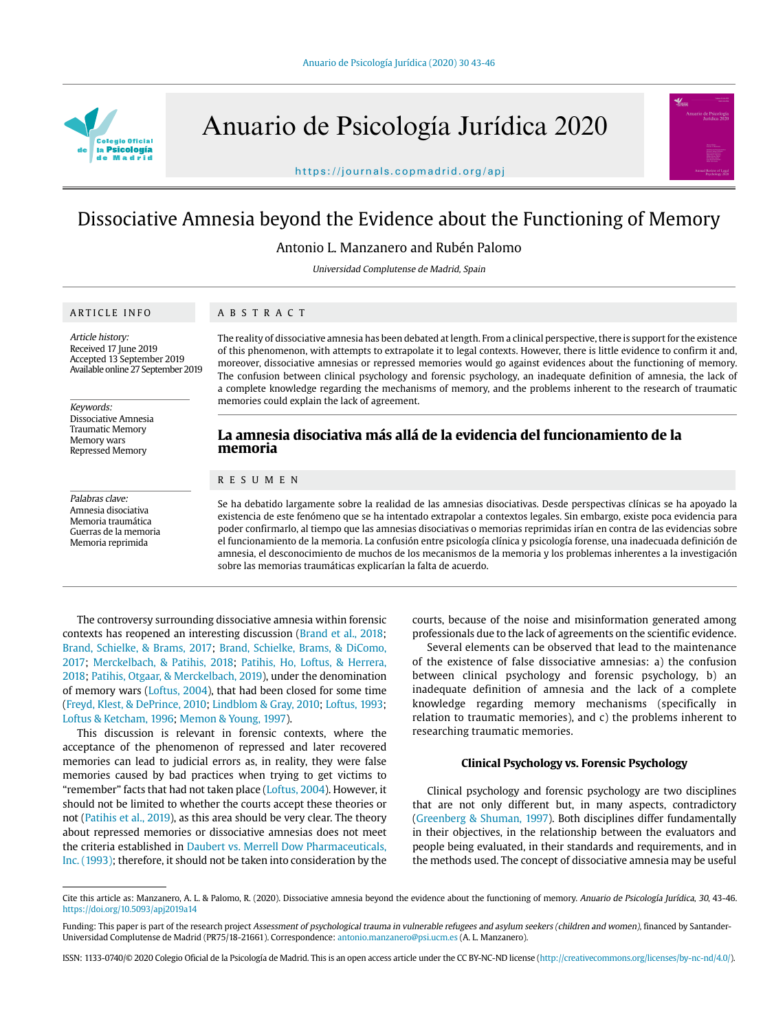# Dissociative Amnesia beyond the Evidence about the Functioning of Memory

Antonio L. Manzanero and Rubén Palomo

*Universidad Complutense de Madrid, Spain*

## ARTICLE INFO

*Article history:*
Received 17 June 2019
Accepted 13 September 2019
Available online 27 September 2019

*Keywords:*
Dissociative Amnesia
Traumatic Memory
Memory wars
Repressed Memory

*Palabras clave:*
Amnesia disociativa
Memoria traumática
Guerras de la memoria
Memoria reprimida

## ABSTRACT

The reality of dissociative amnesia has been debated at length. From a clinical perspective, there is support for the existence of this phenomenon, with attempts to extrapolate it to legal contexts. However, there is little evidence to confirm it and, moreover, dissociative amnesias or repressed memories would go against evidences about the functioning of memory. The confusion between clinical psychology and forensic psychology, an inadequate definition of amnesia, the lack of a complete knowledge regarding the mechanisms of memory, and the problems inherent to the research of traumatic memories could explain the lack of agreement.

## La amnesia disociativa más allá de la evidencia del funcionamiento de la memoria

## RESUMEN

Se ha debatido largamente sobre la realidad de las amnesias disociativas. Desde perspectivas clínicas se ha apoyado la existencia de este fenómeno que se ha intentado extrapolar a contextos legales. Sin embargo, existe poca evidencia para poder confirmarlo, al tiempo que las amnesias disociativas o memorias reprimidas irían en contra de las evidencias sobre el funcionamiento de la memoria. La confusión entre psicología clínica y psicología forense, una inadecuada definición de amnesia, el desconocimiento de muchos de los mecanismos de la memoria y los problemas inherentes a la investigación sobre las memorias traumáticas explicarían la falta de acuerdo.

---

The controversy surrounding dissociative amnesia within forensic contexts has reopened an interesting discussion (Brand et al., 2018; Brand, Schielke, & Brams, 2017; Brand, Schielke, Brams, & DiComo, 2017; Merckelbach, & Patihis, 2018; Patihis, Ho, Loftus, & Herrera, 2018; Patihis, Otgaar, & Merckelbach, 2019), under the denomination of memory wars (Loftus, 2004), that had been closed for some time (Freyd, Klest, & DePrince, 2010; Lindblom & Gray, 2010; Loftus, 1993; Loftus & Ketcham, 1996; Memon & Young, 1997).

This discussion is relevant in forensic contexts, where the acceptance of the phenomenon of repressed and later recovered memories can lead to judicial errors as, in reality, they were false memories caused by bad practices when trying to get victims to "remember" facts that had not taken place (Loftus, 2004). However, it should not be limited to whether the courts accept these theories or not (Patihis et al., 2019), as this area should be very clear. The theory about repressed memories or dissociative amnesias does not meet the criteria established in Daubert vs. Merrell Dow Pharmaceuticals, Inc. (1993); therefore, it should not be taken into consideration by the courts, because of the noise and misinformation generated among professionals due to the lack of agreements on the scientific evidence.

Several elements can be observed that lead to the maintenance of the existence of false dissociative amnesias: a) the confusion between clinical psychology and forensic psychology, b) an inadequate definition of amnesia and the lack of a complete knowledge regarding memory mechanisms (specifically in relation to traumatic memories), and c) the problems inherent to researching traumatic memories.

### Clinical Psychology vs. Forensic Psychology

Clinical psychology and forensic psychology are two disciplines that are not only different but, in many aspects, contradictory (Greenberg & Shuman, 1997). Both disciplines differ fundamentally in their objectives, in the relationship between the evaluators and people being evaluated, in their standards and requirements, and in the methods used. The concept of dissociative amnesia may be useful

---

Cite this article as: Manzanero, A. L. & Palomo, R. (2020). Dissociative amnesia beyond the evidence about the functioning of memory. *Anuario de Psicología Jurídica*, *30*, 43-46. https://doi.org/10.5093/apj2019a14

Funding: This paper is part of the research project *Assessment of psychological trauma in vulnerable refugees and asylum seekers (children and women)*, financed by Santander-Universidad Complutense de Madrid (PR75/18-21661). Correspondence: antonio.manzanero@psi.ucm.es (A. L. Manzanero).

ISSN: 1133-0740/© 2020 Colegio Oficial de la Psicología de Madrid. This is an open access article under the CC BY-NC-ND license (http://creativecommons.org/licenses/by-nc-nd/4.0/).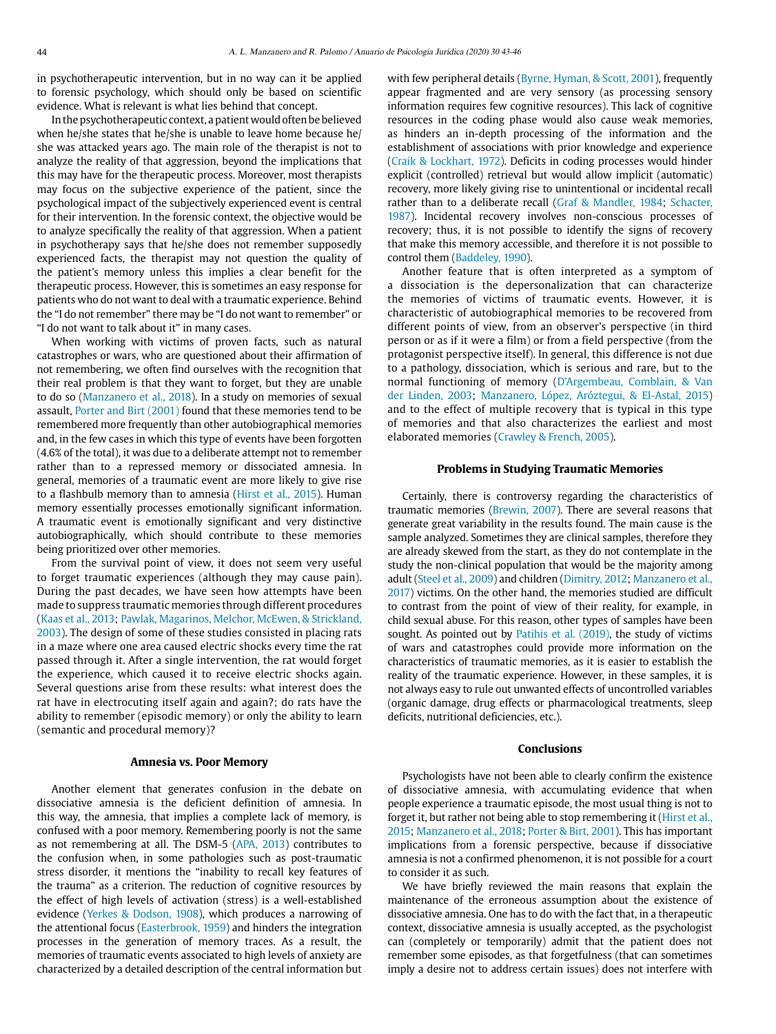in psychotherapeutic intervention, but in no way can it be applied to forensic psychology, which should only be based on scientific evidence. What is relevant is what lies behind that concept.

In the psychotherapeutic context, a patient would often be believed when he/she states that he/she is unable to leave home because he/she was attacked years ago. The main role of the therapist is not to analyze the reality of that aggression, beyond the implications that this may have for the therapeutic process. Moreover, most therapists may focus on the subjective experience of the patient, since the psychological impact of the subjectively experienced event is central for their intervention. In the forensic context, the objective would be to analyze specifically the reality of that aggression. When a patient in psychotherapy says that he/she does not remember supposedly experienced facts, the therapist may not question the quality of the patient's memory unless this implies a clear benefit for the therapeutic process. However, this is sometimes an easy response for patients who do not want to deal with a traumatic experience. Behind the "I do not remember" there may be "I do not want to remember" or "I do not want to talk about it" in many cases.

When working with victims of proven facts, such as natural catastrophes or wars, who are questioned about their affirmation of not remembering, we often find ourselves with the recognition that their real problem is that they want to forget, but they are unable to do so (Manzanero et al., 2018). In a study on memories of sexual assault, Porter and Birt (2001) found that these memories tend to be remembered more frequently than other autobiographical memories and, in the few cases in which this type of events have been forgotten (4.6% of the total), it was due to a deliberate attempt not to remember rather than to a repressed memory or dissociated amnesia. In general, memories of a traumatic event are more likely to give rise to a flashbulb memory than to amnesia (Hirst et al., 2015). Human memory essentially processes emotionally significant information. A traumatic event is emotionally significant and very distinctive autobiographically, which should contribute to these memories being prioritized over other memories.

From the survival point of view, it does not seem very useful to forget traumatic experiences (although they may cause pain). During the past decades, we have seen how attempts have been made to suppress traumatic memories through different procedures (Kaas et al., 2013; Pawlak, Magarinos, Melchor, McEwen, & Strickland, 2003). The design of some of these studies consisted in placing rats in a maze where one area caused electric shocks every time the rat passed through it. After a single intervention, the rat would forget the experience, which caused it to receive electric shocks again. Several questions arise from these results: what interest does the rat have in electrocuting itself again and again?; do rats have the ability to remember (episodic memory) or only the ability to learn (semantic and procedural memory)?

## Amnesia vs. Poor Memory

Another element that generates confusion in the debate on dissociative amnesia is the deficient definition of amnesia. In this way, the amnesia, that implies a complete lack of memory, is confused with a poor memory. Remembering poorly is not the same as not remembering at all. The DSM-5 (APA, 2013) contributes to the confusion when, in some pathologies such as post-traumatic stress disorder, it mentions the "inability to recall key features of the trauma" as a criterion. The reduction of cognitive resources by the effect of high levels of activation (stress) is a well-established evidence (Yerkes & Dodson, 1908), which produces a narrowing of the attentional focus (Easterbrook, 1959) and hinders the integration processes in the generation of memory traces. As a result, the memories of traumatic events associated to high levels of anxiety are characterized by a detailed description of the central information but with few peripheral details (Byrne, Hyman, & Scott, 2001), frequently appear fragmented and are very sensory (as processing sensory information requires few cognitive resources). This lack of cognitive resources in the coding phase would also cause weak memories, as hinders an in-depth processing of the information and the establishment of associations with prior knowledge and experience (Craik & Lockhart, 1972). Deficits in coding processes would hinder explicit (controlled) retrieval but would allow implicit (automatic) recovery, more likely giving rise to unintentional or incidental recall rather than to a deliberate recall (Graf & Mandler, 1984; Schacter, 1987). Incidental recovery involves non-conscious processes of recovery; thus, it is not possible to identify the signs of recovery that make this memory accessible, and therefore it is not possible to control them (Baddeley, 1990).

Another feature that is often interpreted as a symptom of a dissociation is the depersonalization that can characterize the memories of victims of traumatic events. However, it is characteristic of autobiographical memories to be recovered from different points of view, from an observer's perspective (in third person or as if it were a film) or from a field perspective (from the protagonist perspective itself). In general, this difference is not due to a pathology, dissociation, which is serious and rare, but to the normal functioning of memory (D'Argembeau, Comblain, & Van der Linden, 2003; Manzanero, López, Aróztegui, & El-Astal, 2015) and to the effect of multiple recovery that is typical in this type of memories and that also characterizes the earliest and most elaborated memories (Crawley & French, 2005).

## Problems in Studying Traumatic Memories

Certainly, there is controversy regarding the characteristics of traumatic memories (Brewin, 2007). There are several reasons that generate great variability in the results found. The main cause is the sample analyzed. Sometimes they are clinical samples, therefore they are already skewed from the start, as they do not contemplate in the study the non-clinical population that would be the majority among adult (Steel et al., 2009) and children (Dimitry, 2012; Manzanero et al., 2017) victims. On the other hand, the memories studied are difficult to contrast from the point of view of their reality, for example, in child sexual abuse. For this reason, other types of samples have been sought. As pointed out by Patihis et al. (2019), the study of victims of wars and catastrophes could provide more information on the characteristics of traumatic memories, as it is easier to establish the reality of the traumatic experience. However, in these samples, it is not always easy to rule out unwanted effects of uncontrolled variables (organic damage, drug effects or pharmacological treatments, sleep deficits, nutritional deficiencies, etc.).

## Conclusions

Psychologists have not been able to clearly confirm the existence of dissociative amnesia, with accumulating evidence that when people experience a traumatic episode, the most usual thing is not to forget it, but rather not being able to stop remembering it (Hirst et al., 2015; Manzanero et al., 2018; Porter & Birt, 2001). This has important implications from a forensic perspective, because if dissociative amnesia is not a confirmed phenomenon, it is not possible for a court to consider it as such.

We have briefly reviewed the main reasons that explain the maintenance of the erroneous assumption about the existence of dissociative amnesia. One has to do with the fact that, in a therapeutic context, dissociative amnesia is usually accepted, as the psychologist can (completely or temporarily) admit that the patient does not remember some episodes, as that forgetfulness (that can sometimes imply a desire not to address certain issues) does not interfere with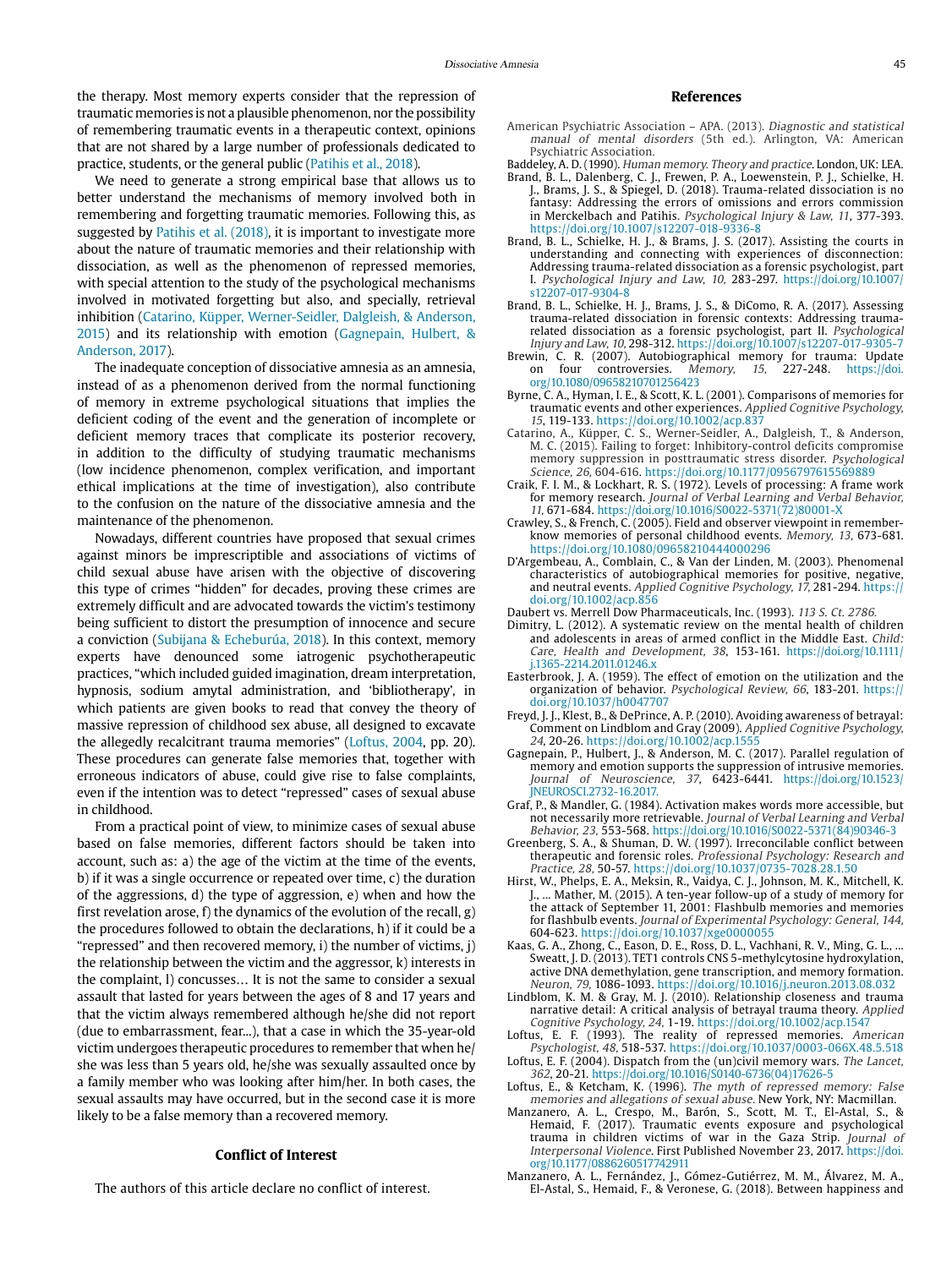the therapy. Most memory experts consider that the repression of traumatic memories is not a plausible phenomenon, nor the possibility of remembering traumatic events in a therapeutic context, opinions that are not shared by a large number of professionals dedicated to practice, students, or the general public (Patihis et al., 2018).

We need to generate a strong empirical base that allows us to better understand the mechanisms of memory involved both in remembering and forgetting traumatic memories. Following this, as suggested by Patihis et al. (2018), it is important to investigate more about the nature of traumatic memories and their relationship with dissociation, as well as the phenomenon of repressed memories, with special attention to the study of the psychological mechanisms involved in motivated forgetting but also, and specially, retrieval inhibition (Catarino, Küpper, Werner-Seidler, Dalgleish, & Anderson, 2015) and its relationship with emotion (Gagnepain, Hulbert, & Anderson, 2017).

The inadequate conception of dissociative amnesia as an amnesia, instead of as a phenomenon derived from the normal functioning of memory in extreme psychological situations that implies the deficient coding of the event and the generation of incomplete or deficient memory traces that complicate its posterior recovery, in addition to the difficulty of studying traumatic mechanisms (low incidence phenomenon, complex verification, and important ethical implications at the time of investigation), also contribute to the confusion on the nature of the dissociative amnesia and the maintenance of the phenomenon.

Nowadays, different countries have proposed that sexual crimes against minors be imprescriptible and associations of victims of child sexual abuse have arisen with the objective of discovering this type of crimes "hidden" for decades, proving these crimes are extremely difficult and are advocated towards the victim's testimony being sufficient to distort the presumption of innocence and secure a conviction (Subijana & Echeburúa, 2018). In this context, memory experts have denounced some iatrogenic psychotherapeutic practices, "which included guided imagination, dream interpretation, hypnosis, sodium amytal administration, and 'bibliotherapy', in which patients are given books to read that convey the theory of massive repression of childhood sex abuse, all designed to excavate the allegedly recalcitrant trauma memories" (Loftus, 2004, pp. 20). These procedures can generate false memories that, together with erroneous indicators of abuse, could give rise to false complaints, even if the intention was to detect "repressed" cases of sexual abuse in childhood.

From a practical point of view, to minimize cases of sexual abuse based on false memories, different factors should be taken into account, such as: a) the age of the victim at the time of the events, b) if it was a single occurrence or repeated over time, c) the duration of the aggressions, d) the type of aggression, e) when and how the first revelation arose, f) the dynamics of the evolution of the recall, g) the procedures followed to obtain the declarations, h) if it could be a "repressed" and then recovered memory, i) the number of victims, j) the relationship between the victim and the aggressor, k) interests in the complaint, l) concusses… It is not the same to consider a sexual assault that lasted for years between the ages of 8 and 17 years and that the victim always remembered although he/she did not report (due to embarrassment, fear...), that a case in which the 35-year-old victim undergoes therapeutic procedures to remember that when he/she was less than 5 years old, he/she was sexually assaulted once by a family member who was looking after him/her. In both cases, the sexual assaults may have occurred, but in the second case it is more likely to be a false memory than a recovered memory.

## Conflict of Interest

The authors of this article declare no conflict of interest.

## References

American Psychiatric Association – APA. (2013). *Diagnostic and statistical manual of mental disorders* (5th ed.). Arlington, VA: American Psychiatric Association.

Baddeley, A. D. (1990). *Human memory. Theory and practice*. London, UK: LEA.

Brand, B. L., Dalenberg, C. J., Frewen, P. A., Loewenstein, P. J., Schielke, H. J., Brams, J. S., & Spiegel, D. (2018). Trauma-related dissociation is no fantasy: Addressing the errors of omissions and errors commission in Merckelbach and Patihis. *Psychological Injury & Law, 11*, 377-393. https://doi.org/10.1007/s12207-018-9336-8

Brand, B. L., Schielke, H. J., & Brams, J. S. (2017). Assisting the courts in understanding and connecting with experiences of disconnection: Addressing trauma-related dissociation as a forensic psychologist, part I. *Psychological Injury and Law, 10*, 283-297. https://doi.org/10.1007/s12207-017-9304-8

Brand, B. L., Schielke, H. J., Brams, J. S., & DiComo, R. A. (2017). Assessing trauma-related dissociation in forensic contexts: Addressing trauma-related dissociation as a forensic psychologist, part II. *Psychological Injury and Law, 10*, 298-312. https://doi.org/10.1007/s12207-017-9305-7

Brewin, C. R. (2007). Autobiographical memory for trauma: Update on four controversies. *Memory, 15*, 227-248. https://doi.org/10.1080/09658210701256423

Byrne, C. A., Hyman, I. E., & Scott, K. L. (2001). Comparisons of memories for traumatic events and other experiences. *Applied Cognitive Psychology, 15*, 119-133. https://doi.org/10.1002/acp.837

Catarino, A., Küpper, C. S., Werner-Seidler, A., Dalgleish, T., & Anderson, M. C. (2015). Failing to forget: Inhibitory-control deficits compromise memory suppression in posttraumatic stress disorder. *Psychological Science, 26*, 604-616. https://doi.org/10.1177/0956797615569889

Craik, F. I. M., & Lockhart, R. S. (1972). Levels of processing: A frame work for memory research. *Journal of Verbal Learning and Verbal Behavior, 11*, 671-684. https://doi.org/10.1016/S0022-5371(72)80001-X

Crawley, S., & French, C. (2005). Field and observer viewpoint in remember-know memories of personal childhood events. *Memory, 13*, 673-681. https://doi.org/10.1080/09658210444000296

D'Argembeau, A., Comblain, C., & Van der Linden, M. (2003). Phenomenal characteristics of autobiographical memories for positive, negative, and neutral events. *Applied Cognitive Psychology, 17*, 281-294. https://doi.org/10.1002/acp.856

Daubert vs. Merrell Dow Pharmaceuticals, Inc. (1993). *113 S. Ct. 2786*.

Dimitry, L. (2012). A systematic review on the mental health of children and adolescents in areas of armed conflict in the Middle East. *Child: Care, Health and Development, 38*, 153-161. https://doi.org/10.1111/j.1365-2214.2011.01246.x

Easterbrook, J. A. (1959). The effect of emotion on the utilization and the organization of behavior. *Psychological Review, 66*, 183-201. https://doi.org/10.1037/h0047707

Freyd, J. J., Klest, B., & DePrince, A. P. (2010). Avoiding awareness of betrayal: Comment on Lindblom and Gray (2009). *Applied Cognitive Psychology, 24*, 20-26. https://doi.org/10.1002/acp.1555

Gagnepain, P., Hulbert, J., & Anderson, M. C. (2017). Parallel regulation of memory and emotion supports the suppression of intrusive memories. *Journal of Neuroscience, 37*, 6423-6441. https://doi.org/10.1523/JNEUROSCI.2732-16.2017.

Graf, P., & Mandler, G. (1984). Activation makes words more accessible, but not necessarily more retrievable. *Journal of Verbal Learning and Verbal Behavior, 23*, 553-568. https://doi.org/10.1016/S0022-5371(84)90346-3

Greenberg, S. A., & Shuman, D. W. (1997). Irreconcilable conflict between therapeutic and forensic roles. *Professional Psychology: Research and Practice, 28*, 50-57. https://doi.org/10.1037/0735-7028.28.1.50

Hirst, W., Phelps, E. A., Meksin, R., Vaidya, C. J., Johnson, M. K., Mitchell, K. J., ... Mather, M. (2015). A ten-year follow-up of a study of memory for the attack of September 11, 2001: Flashbulb memories and memories for flashbulb events. *Journal of Experimental Psychology: General, 144*, 604-623. https://doi.org/10.1037/xge0000055

Kaas, G. A., Zhong, C., Eason, D. E., Ross, D. L., Vachhani, R. V., Ming, G. L., ... Sweatt, J. D. (2013). TET1 controls CNS 5-methylcytosine hydroxylation, active DNA demethylation, gene transcription, and memory formation. *Neuron, 79*, 1086-1093. https://doi.org/10.1016/j.neuron.2013.08.032

Lindblom, K. M. & Gray, M. J. (2010). Relationship closeness and trauma narrative detail: A critical analysis of betrayal trauma theory. *Applied Cognitive Psychology, 24*, 1-19. https://doi.org/10.1002/acp.1547

Loftus, E. F. (1993). The reality of repressed memories. *American Psychologist, 48*, 518-537. https://doi.org/10.1037/0003-066X.48.5.518

Loftus, E. F. (2004). Dispatch from the (un)civil memory wars. *The Lancet, 362*, 20-21. https://doi.org/10.1016/S0140-6736(04)17626-5

Loftus, E., & Ketcham, K. (1996). *The myth of repressed memory: False memories and allegations of sexual abuse*. New York, NY: Macmillan.

Manzanero, A. L., Crespo, M., Barón, S., Scott, M. T., El-Astal, S., & Hemaid, F. (2017). Traumatic events exposure and psychological trauma in children victims of war in the Gaza Strip. *Journal of Interpersonal Violence*. First Published November 23, 2017. https://doi.org/10.1177/0886260517742911

Manzanero, A. L., Fernández, J., Gómez-Gutiérrez, M. M., Álvarez, M. A., El-Astal, S., Hemaid, F., & Veronese, G. (2018). Between happiness and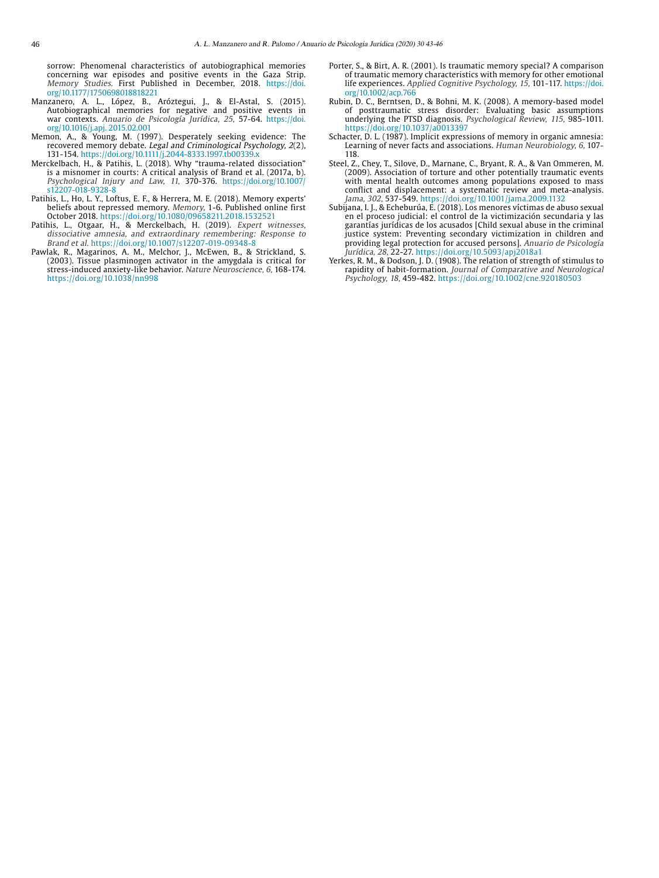sorrow: Phenomenal characteristics of autobiographical memories concerning war episodes and positive events in the Gaza Strip. *Memory Studies.* First Published in December, 2018. https://doi.org/10.1177/1750698018818221

Manzanero, A. L., López, B., Aróztegui, J., & El-Astal, S. (2015). Autobiographical memories for negative and positive events in war contexts. *Anuario de Psicología Jurídica, 25,* 57-64. https://doi.org/10.1016/j.apj. 2015.02.001

Memon, A., & Young, M. (1997). Desperately seeking evidence: The recovered memory debate. *Legal and Criminological Psychology, 2*(2), 131-154. https://doi.org/10.1111/j.2044-8333.1997.tb00339.x

Merckelbach, H., & Patihis, L. (2018). Why "trauma-related dissociation" is a misnomer in courts: A critical analysis of Brand et al. (2017a, b). *Psychological Injury and Law, 11,* 370-376. https://doi.org/10.1007/s12207-018-9328-8

Patihis, L., Ho, L. Y., Loftus, E. F., & Herrera, M. E. (2018). Memory experts' beliefs about repressed memory. *Memory,* 1-6. Published online first October 2018. https://doi.org/10.1080/09658211.2018.1532521

Patihis, L., Otgaar, H., & Merckelbach, H. (2019). *Expert witnesses, dissociative amnesia, and extraordinary remembering: Response to Brand et al.* https://doi.org/10.1007/s12207-019-09348-8

Pawlak, R., Magarinos, A. M., Melchor, J., McEwen, B., & Strickland, S. (2003). Tissue plasminogen activator in the amygdala is critical for stress-induced anxiety-like behavior. *Nature Neuroscience, 6,* 168-174. https://doi.org/10.1038/nn998

Porter, S., & Birt, A. R. (2001). Is traumatic memory special? A comparison of traumatic memory characteristics with memory for other emotional life experiences. *Applied Cognitive Psychology, 15,* 101-117. https://doi.org/10.1002/acp.766

Rubin, D. C., Berntsen, D., & Bohni, M. K. (2008). A memory-based model of posttraumatic stress disorder: Evaluating basic assumptions underlying the PTSD diagnosis. *Psychological Review, 115,* 985-1011. https://doi.org/10.1037/a0013397

Schacter, D. L. (1987). Implicit expressions of memory in organic amnesia: Learning of never facts and associations. *Human Neurobiology, 6,* 107-118.

Steel, Z., Chey, T., Silove, D., Marnane, C., Bryant, R. A., & Van Ommeren, M. (2009). Association of torture and other potentially traumatic events with mental health outcomes among populations exposed to mass conflict and displacement: a systematic review and meta-analysis. *Jama, 302,* 537-549. https://doi.org/10.1001/jama.2009.1132

Subijana, I. J., & Echeburúa, E. (2018). Los menores víctimas de abuso sexual en el proceso judicial: el control de la victimización secundaria y las garantías jurídicas de los acusados [Child sexual abuse in the criminal justice system: Preventing secondary victimization in children and providing legal protection for accused persons]. *Anuario de Psicología Jurídica, 28,* 22-27. https://doi.org/10.5093/apj2018a1

Yerkes, R. M., & Dodson, J. D. (1908). The relation of strength of stimulus to rapidity of habit-formation. *Journal of Comparative and Neurological Psychology, 18,* 459-482. https://doi.org/10.1002/cne.920180503